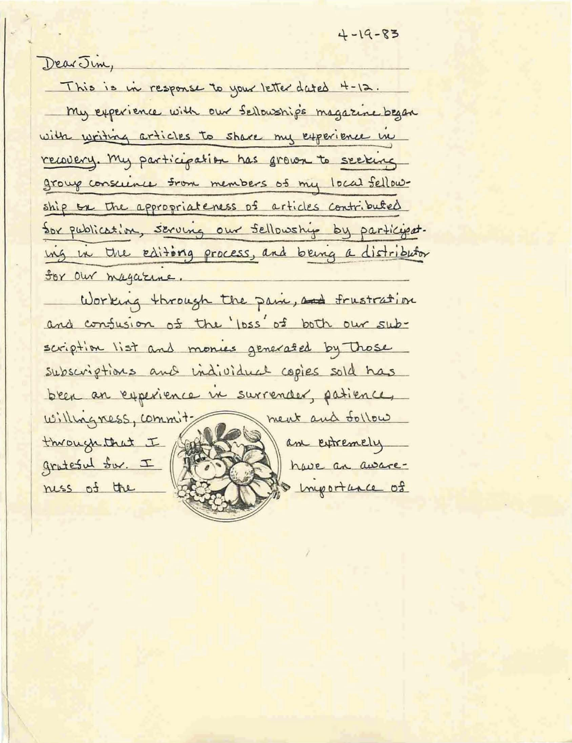4-19-83

Dear Jim,

This is in response to your letter dated 4-12.

My experience with our fellowship's magazine began with writing articles to share my experience in recovery. My participation has grown to seeking group conscience from members of my local fellowship on the appropriateness of articles contributed for publication, serving our fellowship by participating in the editing process, and being a distributor for our magazine.

Working through the pain, ~~and~~ frustration and confusion of the 'loss' of both our subscription list and monies generated by those subscriptions and individual copies sold has been an experience in surrender, patience, willingness, commitment and follow through that I am extremely grateful for. I have an awareness of the importance of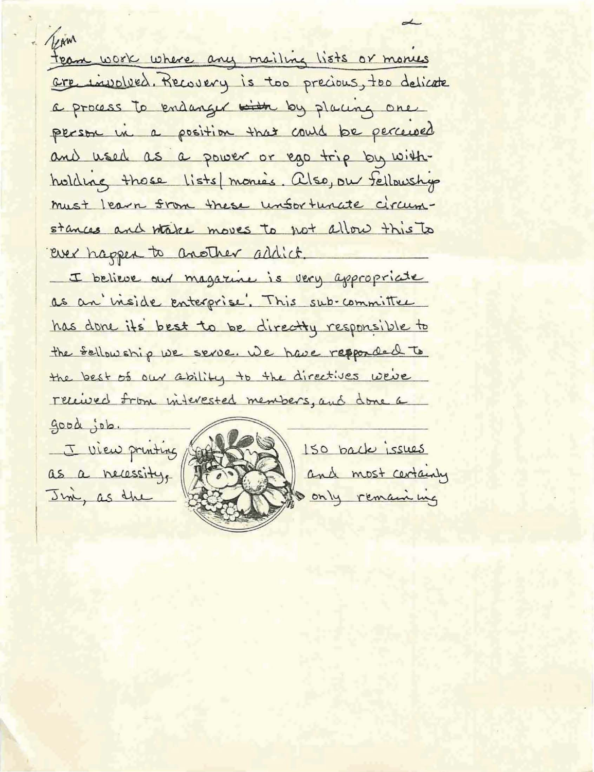team work where any mailing lists or monies are involved. Recovery is too precious, too delicate a process to endanger ~~with~~ by placing one person in a position that could be perceived and used as a power or ego trip by with-holding those lists/monies. Also, our fellowship must learn from these unfortunate circumstances and make moves to not allow this to ever happen to another addict.

I believe our magazine is very appropriate as an 'inside enterprise'. This sub-committee has done its' best to be directly responsible to the fellowship we serve. We have responded to the best of our ability to the directives we've received from interested members, and done a good job.

I view printing 150 back issues as a necessity, and most certainly Jim, as the only remaining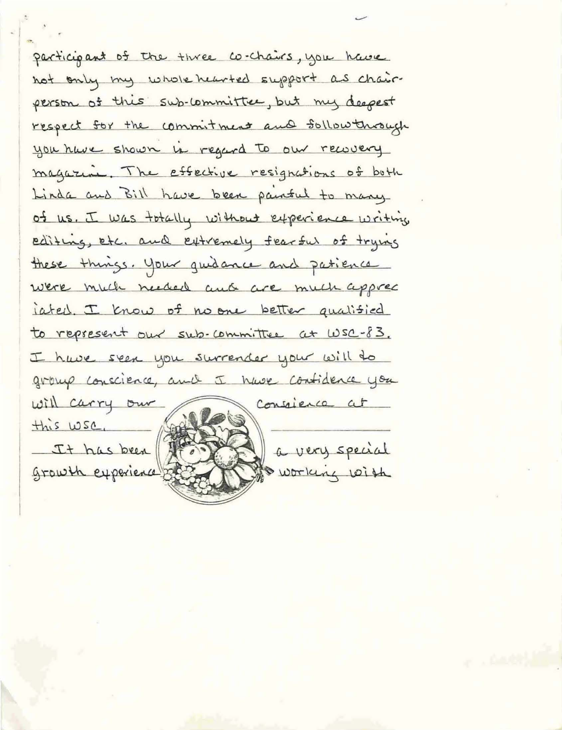participant of the three co-chairs, you have not only my wholehearted support as chairperson of this sub-committee, but my deepest respect for the commitment and followthrough you have shown in regard to our recovery magazine. The effective resignations of both Linda and Bill have been painful to many of us. I was totally without experience writing, editing, etc. and extremely fearful of trying these things. Your guidance and patience were much needed and are much appreciated. I know of no one better qualified to represent our sub-committee at WSC-83. I have seen you surrender your will to group conscience, and I have confidence you will carry our conscience at this WSC.

It has been a very special growth experience working with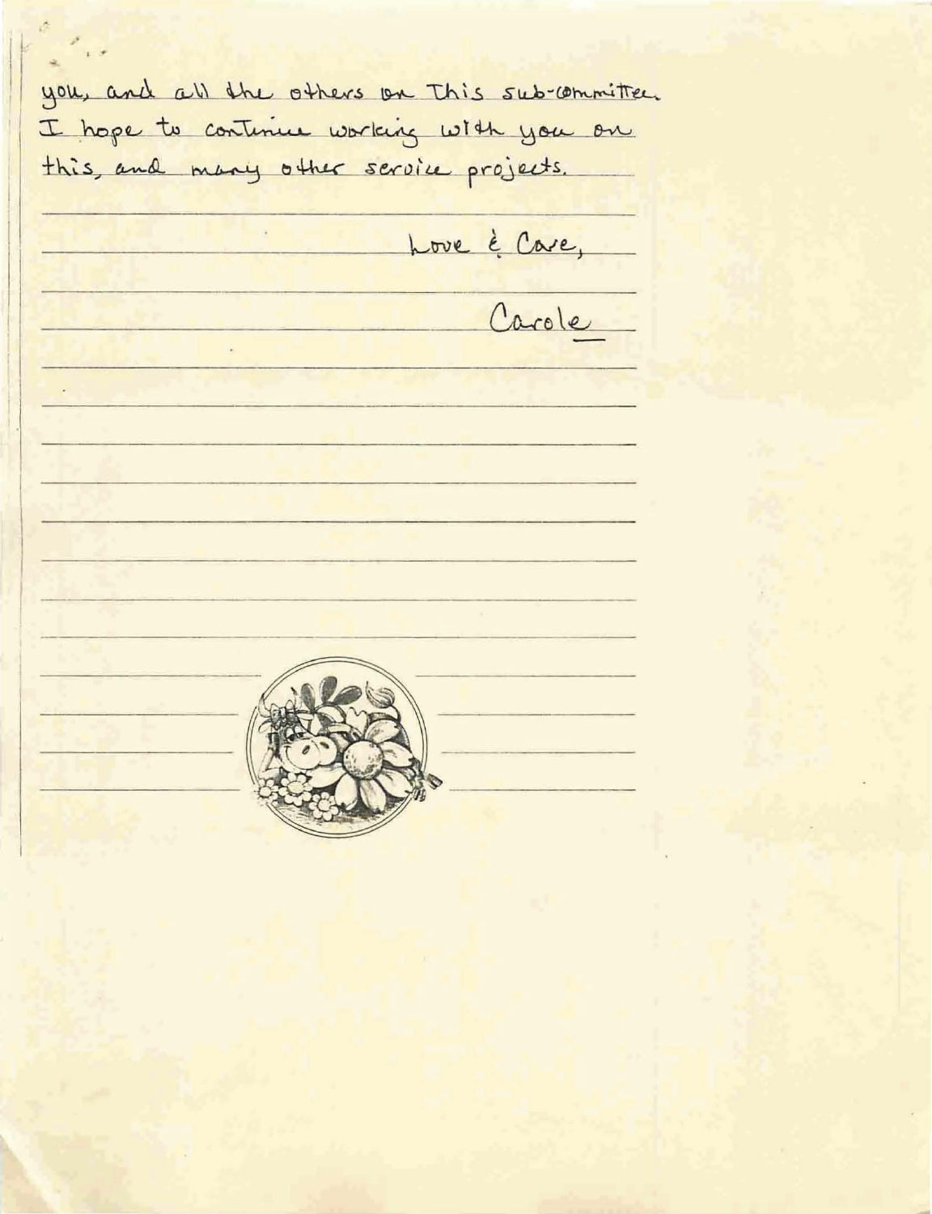you, and all the others on This sub-committee. I hope to continue working with you on this, and many other service projects.

Love & Care,

Carole